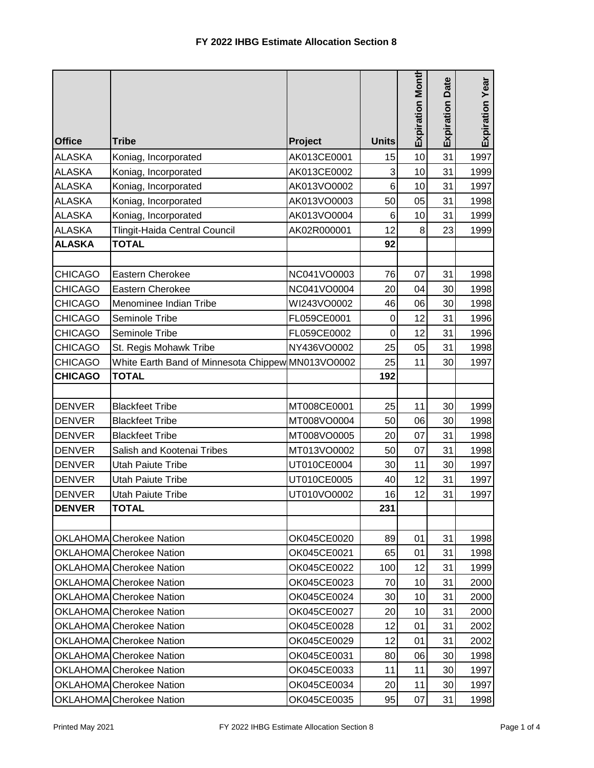# FY 2022 IHBG Estimate Allocation Section 8

| Office | Tribe | Project | Units | Expiration Month | Expiration Date | Expiration Year |
|---|---|---|---|---|---|---|
| ALASKA | Koniag, Incorporated | AK013CE0001 | 15 | 10 | 31 | 1997 |
| ALASKA | Koniag, Incorporated | AK013CE0002 | 3 | 10 | 31 | 1999 |
| ALASKA | Koniag, Incorporated | AK013VO0002 | 6 | 10 | 31 | 1997 |
| ALASKA | Koniag, Incorporated | AK013VO0003 | 50 | 05 | 31 | 1998 |
| ALASKA | Koniag, Incorporated | AK013VO0004 | 6 | 10 | 31 | 1999 |
| ALASKA | Tlingit-Haida Central Council | AK02R000001 | 12 | 8 | 23 | 1999 |
| **ALASKA** | **TOTAL** | | **92** | | | |
| | | | | | | |
| CHICAGO | Eastern Cherokee | NC041VO0003 | 76 | 07 | 31 | 1998 |
| CHICAGO | Eastern Cherokee | NC041VO0004 | 20 | 04 | 30 | 1998 |
| CHICAGO | Menominee Indian Tribe | WI243VO0002 | 46 | 06 | 30 | 1998 |
| CHICAGO | Seminole Tribe | FL059CE0001 | 0 | 12 | 31 | 1996 |
| CHICAGO | Seminole Tribe | FL059CE0002 | 0 | 12 | 31 | 1996 |
| CHICAGO | St. Regis Mohawk Tribe | NY436VO0002 | 25 | 05 | 31 | 1998 |
| CHICAGO | White Earth Band of Minnesota Chippew | MN013VO0002 | 25 | 11 | 30 | 1997 |
| **CHICAGO** | **TOTAL** | | **192** | | | |
| | | | | | | |
| DENVER | Blackfeet Tribe | MT008CE0001 | 25 | 11 | 30 | 1999 |
| DENVER | Blackfeet Tribe | MT008VO0004 | 50 | 06 | 30 | 1998 |
| DENVER | Blackfeet Tribe | MT008VO0005 | 20 | 07 | 31 | 1998 |
| DENVER | Salish and Kootenai Tribes | MT013VO0002 | 50 | 07 | 31 | 1998 |
| DENVER | Utah Paiute Tribe | UT010CE0004 | 30 | 11 | 30 | 1997 |
| DENVER | Utah Paiute Tribe | UT010CE0005 | 40 | 12 | 31 | 1997 |
| DENVER | Utah Paiute Tribe | UT010VO0002 | 16 | 12 | 31 | 1997 |
| **DENVER** | **TOTAL** | | **231** | | | |
| | | | | | | |
| OKLAHOMA | Cherokee Nation | OK045CE0020 | 89 | 01 | 31 | 1998 |
| OKLAHOMA | Cherokee Nation | OK045CE0021 | 65 | 01 | 31 | 1998 |
| OKLAHOMA | Cherokee Nation | OK045CE0022 | 100 | 12 | 31 | 1999 |
| OKLAHOMA | Cherokee Nation | OK045CE0023 | 70 | 10 | 31 | 2000 |
| OKLAHOMA | Cherokee Nation | OK045CE0024 | 30 | 10 | 31 | 2000 |
| OKLAHOMA | Cherokee Nation | OK045CE0027 | 20 | 10 | 31 | 2000 |
| OKLAHOMA | Cherokee Nation | OK045CE0028 | 12 | 01 | 31 | 2002 |
| OKLAHOMA | Cherokee Nation | OK045CE0029 | 12 | 01 | 31 | 2002 |
| OKLAHOMA | Cherokee Nation | OK045CE0031 | 80 | 06 | 30 | 1998 |
| OKLAHOMA | Cherokee Nation | OK045CE0033 | 11 | 11 | 30 | 1997 |
| OKLAHOMA | Cherokee Nation | OK045CE0034 | 20 | 11 | 30 | 1997 |
| OKLAHOMA | Cherokee Nation | OK045CE0035 | 95 | 07 | 31 | 1998 |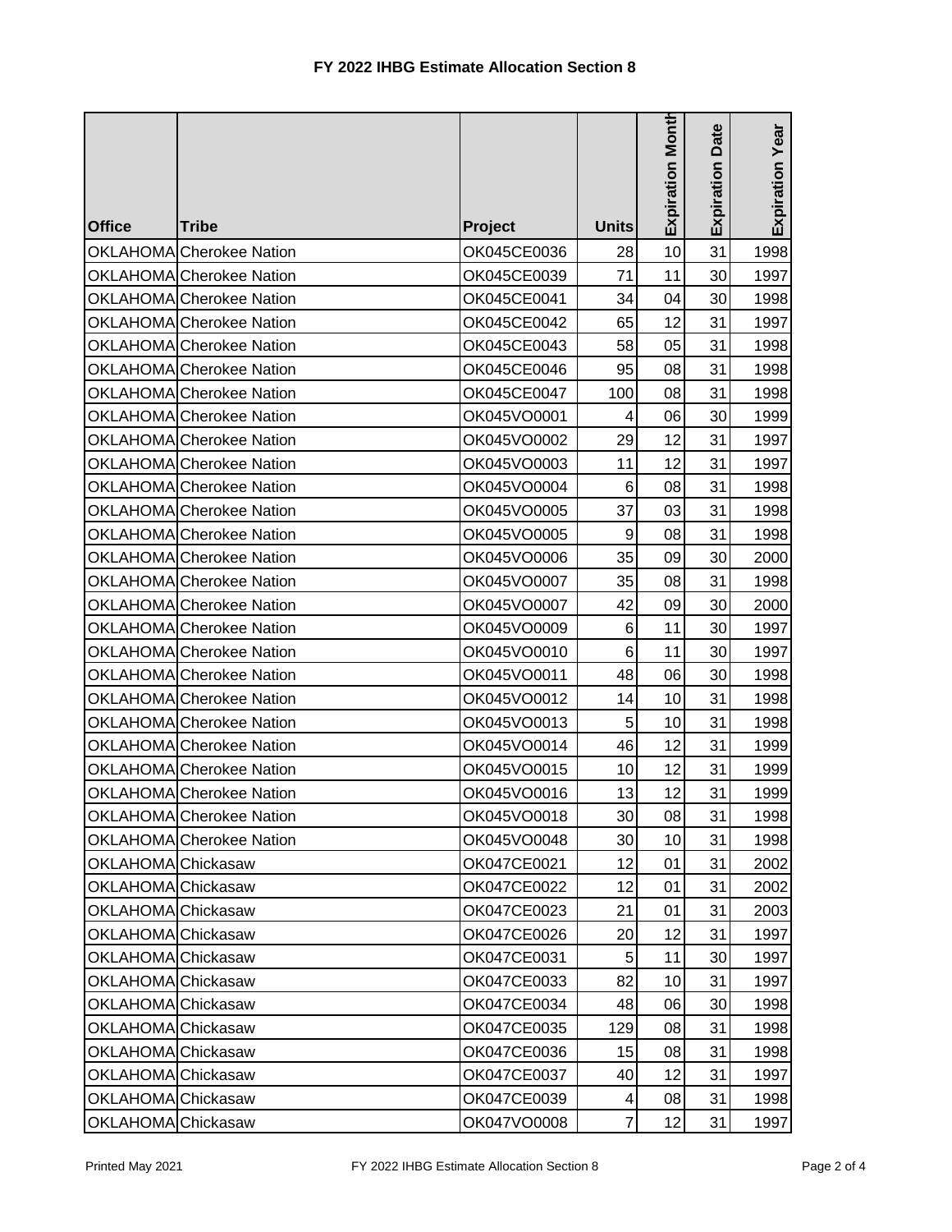# FY 2022 IHBG Estimate Allocation Section 8

| Office | Tribe | Project | Units | Expiration Month | Expiration Date | Expiration Year |
|---|---|---|---|---|---|---|
| OKLAHOMA | Cherokee Nation | OK045CE0036 | 28 | 10 | 31 | 1998 |
| OKLAHOMA | Cherokee Nation | OK045CE0039 | 71 | 11 | 30 | 1997 |
| OKLAHOMA | Cherokee Nation | OK045CE0041 | 34 | 04 | 30 | 1998 |
| OKLAHOMA | Cherokee Nation | OK045CE0042 | 65 | 12 | 31 | 1997 |
| OKLAHOMA | Cherokee Nation | OK045CE0043 | 58 | 05 | 31 | 1998 |
| OKLAHOMA | Cherokee Nation | OK045CE0046 | 95 | 08 | 31 | 1998 |
| OKLAHOMA | Cherokee Nation | OK045CE0047 | 100 | 08 | 31 | 1998 |
| OKLAHOMA | Cherokee Nation | OK045VO0001 | 4 | 06 | 30 | 1999 |
| OKLAHOMA | Cherokee Nation | OK045VO0002 | 29 | 12 | 31 | 1997 |
| OKLAHOMA | Cherokee Nation | OK045VO0003 | 11 | 12 | 31 | 1997 |
| OKLAHOMA | Cherokee Nation | OK045VO0004 | 6 | 08 | 31 | 1998 |
| OKLAHOMA | Cherokee Nation | OK045VO0005 | 37 | 03 | 31 | 1998 |
| OKLAHOMA | Cherokee Nation | OK045VO0005 | 9 | 08 | 31 | 1998 |
| OKLAHOMA | Cherokee Nation | OK045VO0006 | 35 | 09 | 30 | 2000 |
| OKLAHOMA | Cherokee Nation | OK045VO0007 | 35 | 08 | 31 | 1998 |
| OKLAHOMA | Cherokee Nation | OK045VO0007 | 42 | 09 | 30 | 2000 |
| OKLAHOMA | Cherokee Nation | OK045VO0009 | 6 | 11 | 30 | 1997 |
| OKLAHOMA | Cherokee Nation | OK045VO0010 | 6 | 11 | 30 | 1997 |
| OKLAHOMA | Cherokee Nation | OK045VO0011 | 48 | 06 | 30 | 1998 |
| OKLAHOMA | Cherokee Nation | OK045VO0012 | 14 | 10 | 31 | 1998 |
| OKLAHOMA | Cherokee Nation | OK045VO0013 | 5 | 10 | 31 | 1998 |
| OKLAHOMA | Cherokee Nation | OK045VO0014 | 46 | 12 | 31 | 1999 |
| OKLAHOMA | Cherokee Nation | OK045VO0015 | 10 | 12 | 31 | 1999 |
| OKLAHOMA | Cherokee Nation | OK045VO0016 | 13 | 12 | 31 | 1999 |
| OKLAHOMA | Cherokee Nation | OK045VO0018 | 30 | 08 | 31 | 1998 |
| OKLAHOMA | Cherokee Nation | OK045VO0048 | 30 | 10 | 31 | 1998 |
| OKLAHOMA | Chickasaw | OK047CE0021 | 12 | 01 | 31 | 2002 |
| OKLAHOMA | Chickasaw | OK047CE0022 | 12 | 01 | 31 | 2002 |
| OKLAHOMA | Chickasaw | OK047CE0023 | 21 | 01 | 31 | 2003 |
| OKLAHOMA | Chickasaw | OK047CE0026 | 20 | 12 | 31 | 1997 |
| OKLAHOMA | Chickasaw | OK047CE0031 | 5 | 11 | 30 | 1997 |
| OKLAHOMA | Chickasaw | OK047CE0033 | 82 | 10 | 31 | 1997 |
| OKLAHOMA | Chickasaw | OK047CE0034 | 48 | 06 | 30 | 1998 |
| OKLAHOMA | Chickasaw | OK047CE0035 | 129 | 08 | 31 | 1998 |
| OKLAHOMA | Chickasaw | OK047CE0036 | 15 | 08 | 31 | 1998 |
| OKLAHOMA | Chickasaw | OK047CE0037 | 40 | 12 | 31 | 1997 |
| OKLAHOMA | Chickasaw | OK047CE0039 | 4 | 08 | 31 | 1998 |
| OKLAHOMA | Chickasaw | OK047VO0008 | 7 | 12 | 31 | 1997 |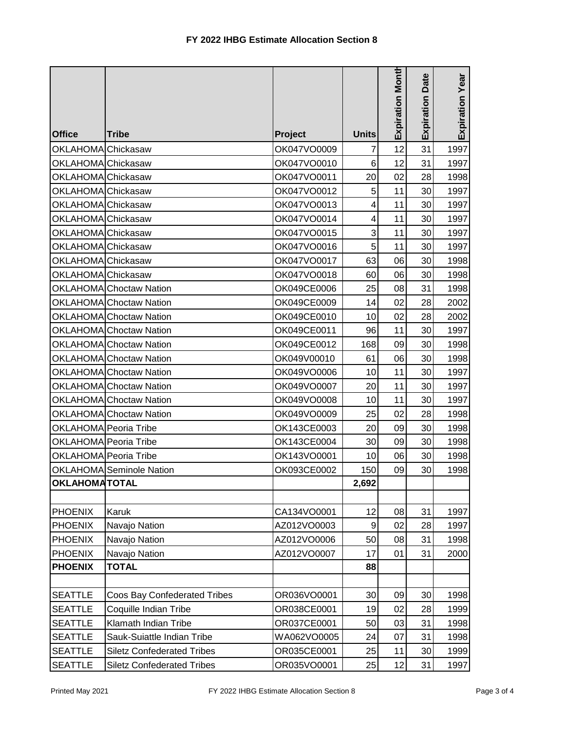# FY 2022 IHBG Estimate Allocation Section 8

| Office | Tribe | Project | Units | Expiration Month | Expiration Date | Expiration Year |
|---|---|---|---|---|---|---|
| OKLAHOMA | Chickasaw | OK047VO0009 | 7 | 12 | 31 | 1997 |
| OKLAHOMA | Chickasaw | OK047VO0010 | 6 | 12 | 31 | 1997 |
| OKLAHOMA | Chickasaw | OK047VO0011 | 20 | 02 | 28 | 1998 |
| OKLAHOMA | Chickasaw | OK047VO0012 | 5 | 11 | 30 | 1997 |
| OKLAHOMA | Chickasaw | OK047VO0013 | 4 | 11 | 30 | 1997 |
| OKLAHOMA | Chickasaw | OK047VO0014 | 4 | 11 | 30 | 1997 |
| OKLAHOMA | Chickasaw | OK047VO0015 | 3 | 11 | 30 | 1997 |
| OKLAHOMA | Chickasaw | OK047VO0016 | 5 | 11 | 30 | 1997 |
| OKLAHOMA | Chickasaw | OK047VO0017 | 63 | 06 | 30 | 1998 |
| OKLAHOMA | Chickasaw | OK047VO0018 | 60 | 06 | 30 | 1998 |
| OKLAHOMA | Choctaw Nation | OK049CE0006 | 25 | 08 | 31 | 1998 |
| OKLAHOMA | Choctaw Nation | OK049CE0009 | 14 | 02 | 28 | 2002 |
| OKLAHOMA | Choctaw Nation | OK049CE0010 | 10 | 02 | 28 | 2002 |
| OKLAHOMA | Choctaw Nation | OK049CE0011 | 96 | 11 | 30 | 1997 |
| OKLAHOMA | Choctaw Nation | OK049CE0012 | 168 | 09 | 30 | 1998 |
| OKLAHOMA | Choctaw Nation | OK049V00010 | 61 | 06 | 30 | 1998 |
| OKLAHOMA | Choctaw Nation | OK049VO0006 | 10 | 11 | 30 | 1997 |
| OKLAHOMA | Choctaw Nation | OK049VO0007 | 20 | 11 | 30 | 1997 |
| OKLAHOMA | Choctaw Nation | OK049VO0008 | 10 | 11 | 30 | 1997 |
| OKLAHOMA | Choctaw Nation | OK049VO0009 | 25 | 02 | 28 | 1998 |
| OKLAHOMA | Peoria Tribe | OK143CE0003 | 20 | 09 | 30 | 1998 |
| OKLAHOMA | Peoria Tribe | OK143CE0004 | 30 | 09 | 30 | 1998 |
| OKLAHOMA | Peoria Tribe | OK143VO0001 | 10 | 06 | 30 | 1998 |
| OKLAHOMA | Seminole Nation | OK093CE0002 | 150 | 09 | 30 | 1998 |
| **OKLAHOMA** | **TOTAL** | | **2,692** | | | |
| | | | | | | |
| PHOENIX | Karuk | CA134VO0001 | 12 | 08 | 31 | 1997 |
| PHOENIX | Navajo Nation | AZ012VO0003 | 9 | 02 | 28 | 1997 |
| PHOENIX | Navajo Nation | AZ012VO0006 | 50 | 08 | 31 | 1998 |
| PHOENIX | Navajo Nation | AZ012VO0007 | 17 | 01 | 31 | 2000 |
| **PHOENIX** | **TOTAL** | | **88** | | | |
| | | | | | | |
| SEATTLE | Coos Bay Confederated Tribes | OR036VO0001 | 30 | 09 | 30 | 1998 |
| SEATTLE | Coquille Indian Tribe | OR038CE0001 | 19 | 02 | 28 | 1999 |
| SEATTLE | Klamath Indian Tribe | OR037CE0001 | 50 | 03 | 31 | 1998 |
| SEATTLE | Sauk-Suiattle Indian Tribe | WA062VO0005 | 24 | 07 | 31 | 1998 |
| SEATTLE | Siletz Confederated Tribes | OR035CE0001 | 25 | 11 | 30 | 1999 |
| SEATTLE | Siletz Confederated Tribes | OR035VO0001 | 25 | 12 | 31 | 1997 |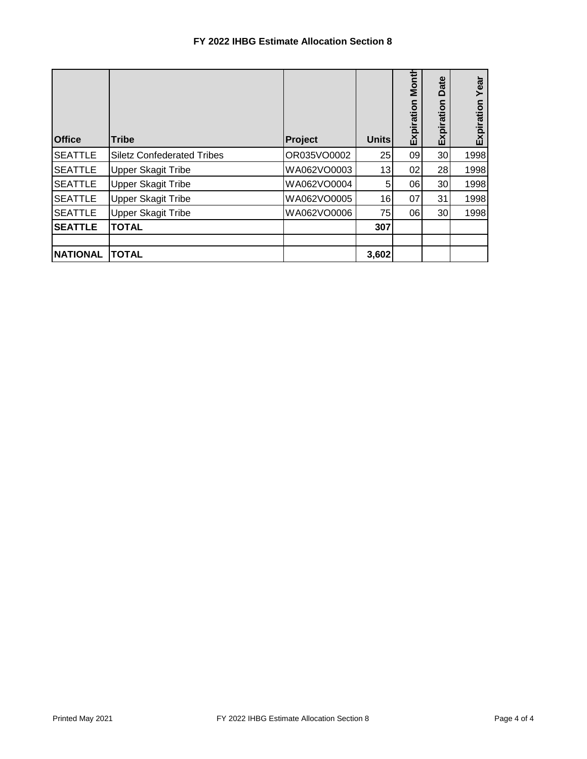# FY 2022 IHBG Estimate Allocation Section 8

| Office | Tribe | Project | Units | Expiration Month | Expiration Date | Expiration Year |
|---|---|---|---|---|---|---|
| SEATTLE | Siletz Confederated Tribes | OR035VO0002 | 25 | 09 | 30 | 1998 |
| SEATTLE | Upper Skagit Tribe | WA062VO0003 | 13 | 02 | 28 | 1998 |
| SEATTLE | Upper Skagit Tribe | WA062VO0004 | 5 | 06 | 30 | 1998 |
| SEATTLE | Upper Skagit Tribe | WA062VO0005 | 16 | 07 | 31 | 1998 |
| SEATTLE | Upper Skagit Tribe | WA062VO0006 | 75 | 06 | 30 | 1998 |
| **SEATTLE** | **TOTAL** | | **307** | | | |
| | | | | | | |
| **NATIONAL** | **TOTAL** | | **3,602** | | | |

Printed May 2021